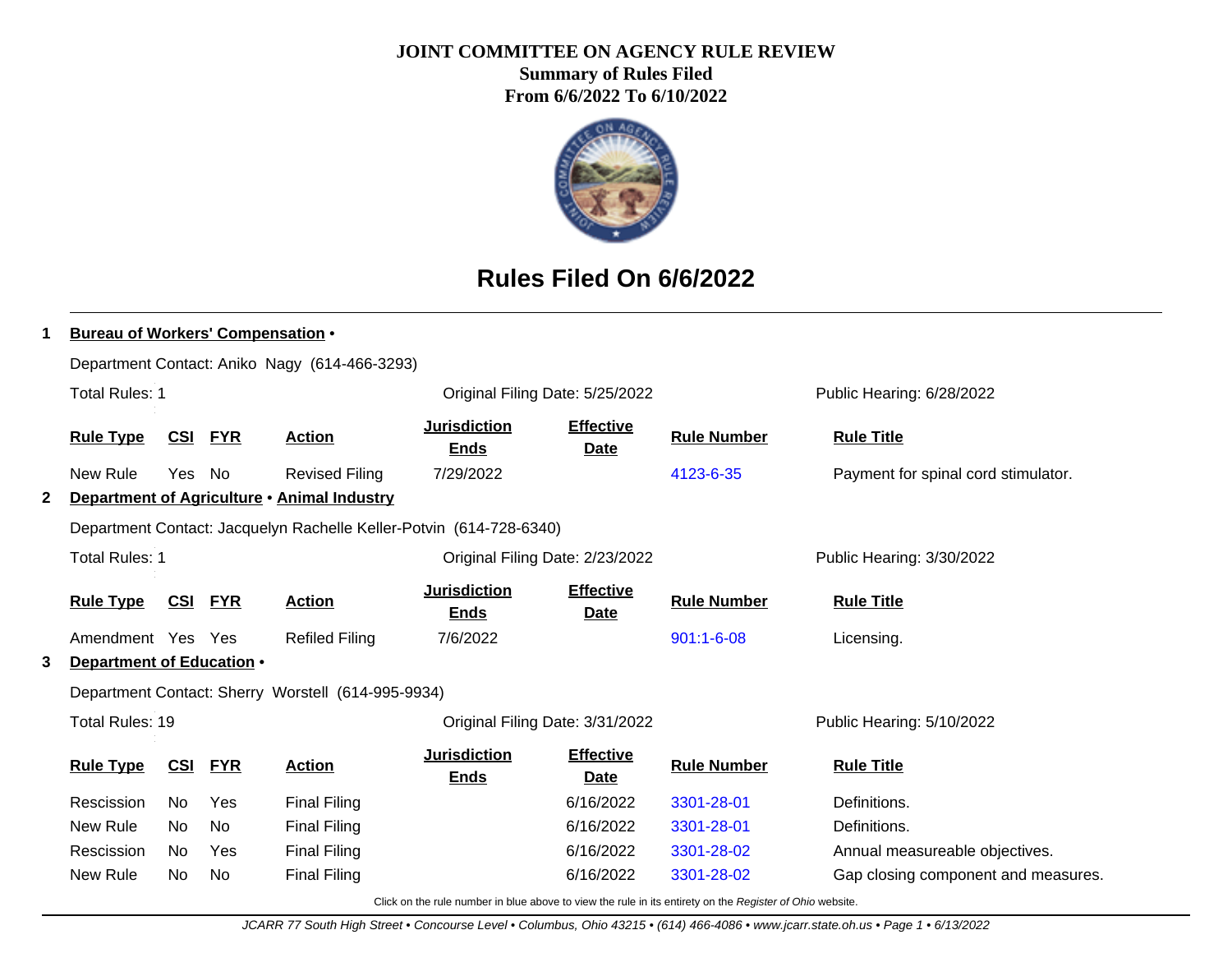**JOINT COMMITTEE ON AGENCY RULE REVIEW**
**Summary of Rules Filed**
**From 6/6/2022 To 6/10/2022**

# Rules Filed On 6/6/2022

**1 Bureau of Workers' Compensation •**

Department Contact: Aniko Nagy (614-466-3293)

Total Rules: 1 | Original Filing Date: 5/25/2022 | Public Hearing: 6/28/2022

| Rule Type | CSI | FYR | Action | Jurisdiction Ends | Effective Date | Rule Number | Rule Title |
|---|---|---|---|---|---|---|---|
| New Rule | Yes | No | Revised Filing | 7/29/2022 | | 4123-6-35 | Payment for spinal cord stimulator. |

**2 Department of Agriculture • Animal Industry**

Department Contact: Jacquelyn Rachelle Keller-Potvin (614-728-6340)

Total Rules: 1 | Original Filing Date: 2/23/2022 | Public Hearing: 3/30/2022

| Rule Type | CSI | FYR | Action | Jurisdiction Ends | Effective Date | Rule Number | Rule Title |
|---|---|---|---|---|---|---|---|
| Amendment | Yes | Yes | Refiled Filing | 7/6/2022 | | 901:1-6-08 | Licensing. |

**3 Department of Education •**

Department Contact: Sherry Worstell (614-995-9934)

Total Rules: 19 | Original Filing Date: 3/31/2022 | Public Hearing: 5/10/2022

| Rule Type | CSI | FYR | Action | Jurisdiction Ends | Effective Date | Rule Number | Rule Title |
|---|---|---|---|---|---|---|---|
| Rescission | No | Yes | Final Filing | | 6/16/2022 | 3301-28-01 | Definitions. |
| New Rule | No | No | Final Filing | | 6/16/2022 | 3301-28-01 | Definitions. |
| Rescission | No | Yes | Final Filing | | 6/16/2022 | 3301-28-02 | Annual measureable objectives. |
| New Rule | No | No | Final Filing | | 6/16/2022 | 3301-28-02 | Gap closing component and measures. |

Click on the rule number in blue above to view the rule in its entirety on the *Register of Ohio* website.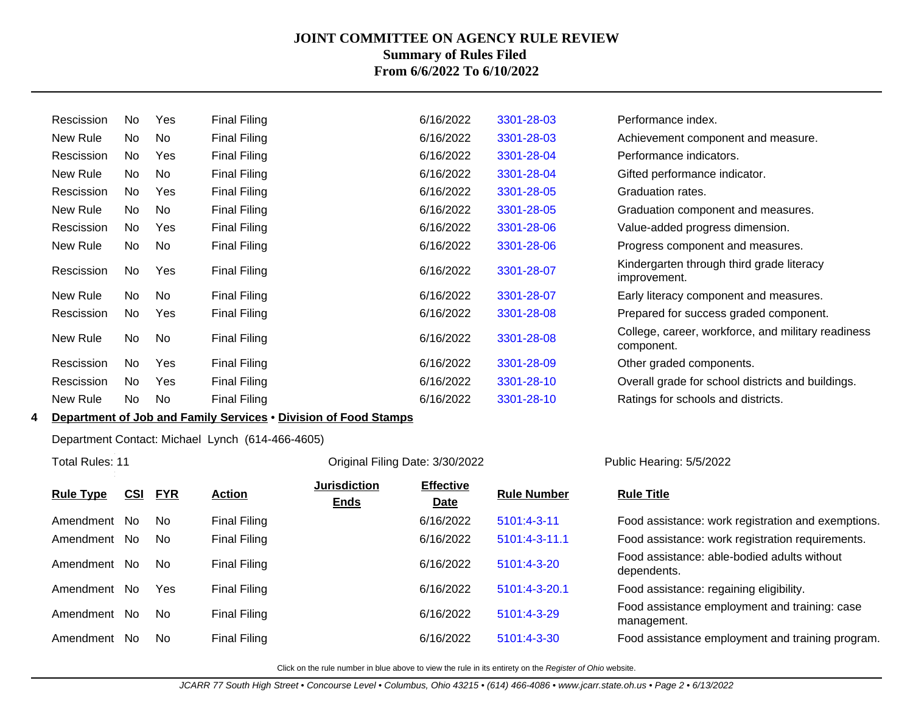# JOINT COMMITTEE ON AGENCY RULE REVIEW

## Summary of Rules Filed

## From 6/6/2022 To 6/10/2022

| Rule Type | CSI | FYR | Action | Jurisdiction Ends | Effective Date | Rule Number | Rule Title |
|---|---|---|---|---|---|---|---|
| Rescission | No | Yes | Final Filing | | 6/16/2022 | 3301-28-03 | Performance index. |
| New Rule | No | No | Final Filing | | 6/16/2022 | 3301-28-03 | Achievement component and measure. |
| Rescission | No | Yes | Final Filing | | 6/16/2022 | 3301-28-04 | Performance indicators. |
| New Rule | No | No | Final Filing | | 6/16/2022 | 3301-28-04 | Gifted performance indicator. |
| Rescission | No | Yes | Final Filing | | 6/16/2022 | 3301-28-05 | Graduation rates. |
| New Rule | No | No | Final Filing | | 6/16/2022 | 3301-28-05 | Graduation component and measures. |
| Rescission | No | Yes | Final Filing | | 6/16/2022 | 3301-28-06 | Value-added progress dimension. |
| New Rule | No | No | Final Filing | | 6/16/2022 | 3301-28-06 | Progress component and measures. |
| Rescission | No | Yes | Final Filing | | 6/16/2022 | 3301-28-07 | Kindergarten through third grade literacy improvement. |
| New Rule | No | No | Final Filing | | 6/16/2022 | 3301-28-07 | Early literacy component and measures. |
| Rescission | No | Yes | Final Filing | | 6/16/2022 | 3301-28-08 | Prepared for success graded component. |
| New Rule | No | No | Final Filing | | 6/16/2022 | 3301-28-08 | College, career, workforce, and military readiness component. |
| Rescission | No | Yes | Final Filing | | 6/16/2022 | 3301-28-09 | Other graded components. |
| Rescission | No | Yes | Final Filing | | 6/16/2022 | 3301-28-10 | Overall grade for school districts and buildings. |
| New Rule | No | No | Final Filing | | 6/16/2022 | 3301-28-10 | Ratings for schools and districts. |

**4 Department of Job and Family Services • Division of Food Stamps**

Department Contact: Michael Lynch (614-466-4605)

Total Rules: 11 | Original Filing Date: 3/30/2022 | Public Hearing: 5/5/2022

| Rule Type | CSI | FYR | Action | Jurisdiction Ends | Effective Date | Rule Number | Rule Title |
|---|---|---|---|---|---|---|---|
| Amendment | No | No | Final Filing | | 6/16/2022 | 5101:4-3-11 | Food assistance: work registration and exemptions. |
| Amendment | No | No | Final Filing | | 6/16/2022 | 5101:4-3-11.1 | Food assistance: work registration requirements. |
| Amendment | No | No | Final Filing | | 6/16/2022 | 5101:4-3-20 | Food assistance: able-bodied adults without dependents. |
| Amendment | No | Yes | Final Filing | | 6/16/2022 | 5101:4-3-20.1 | Food assistance: regaining eligibility. |
| Amendment | No | No | Final Filing | | 6/16/2022 | 5101:4-3-29 | Food assistance employment and training: case management. |
| Amendment | No | No | Final Filing | | 6/16/2022 | 5101:4-3-30 | Food assistance employment and training program. |

Click on the rule number in blue above to view the rule in its entirety on the *Register of Ohio* website.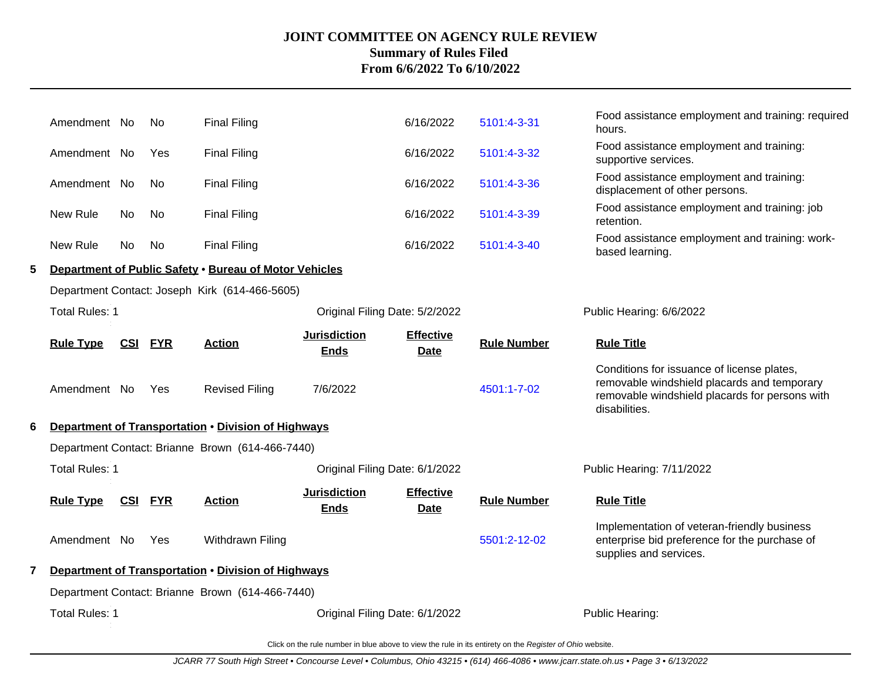| Rule Type | CSI | FYR | Action | Jurisdiction Ends | Effective Date | Rule Number | Rule Title |
|---|---|---|---|---|---|---|---|
| Amendment | No | No | Final Filing | | 6/16/2022 | 5101:4-3-31 | Food assistance employment and training: required hours. |
| Amendment | No | Yes | Final Filing | | 6/16/2022 | 5101:4-3-32 | Food assistance employment and training: supportive services. |
| Amendment | No | No | Final Filing | | 6/16/2022 | 5101:4-3-36 | Food assistance employment and training: displacement of other persons. |
| New Rule | No | No | Final Filing | | 6/16/2022 | 5101:4-3-39 | Food assistance employment and training: job retention. |
| New Rule | No | No | Final Filing | | 6/16/2022 | 5101:4-3-40 | Food assistance employment and training: work-based learning. |

**5 Department of Public Safety • Bureau of Motor Vehicles**

Department Contact: Joseph Kirk (614-466-5605)

Total Rules: 1 | Original Filing Date: 5/2/2022 | Public Hearing: 6/6/2022

| Rule Type | CSI | FYR | Action | Jurisdiction Ends | Effective Date | Rule Number | Rule Title |
|---|---|---|---|---|---|---|---|
| Amendment | No | Yes | Revised Filing | 7/6/2022 | | 4501:1-7-02 | Conditions for issuance of license plates, removable windshield placards and temporary removable windshield placards for persons with disabilities. |

**6 Department of Transportation • Division of Highways**

Department Contact: Brianne Brown (614-466-7440)

Total Rules: 1 | Original Filing Date: 6/1/2022 | Public Hearing: 7/11/2022

| Rule Type | CSI | FYR | Action | Jurisdiction Ends | Effective Date | Rule Number | Rule Title |
|---|---|---|---|---|---|---|---|
| Amendment | No | Yes | Withdrawn Filing | | | 5501:2-12-02 | Implementation of veteran-friendly business enterprise bid preference for the purchase of supplies and services. |

**7 Department of Transportation • Division of Highways**

Department Contact: Brianne Brown (614-466-7440)

Total Rules: 1 | Original Filing Date: 6/1/2022 | Public Hearing:

Click on the rule number in blue above to view the rule in its entirety on the *Register of Ohio* website.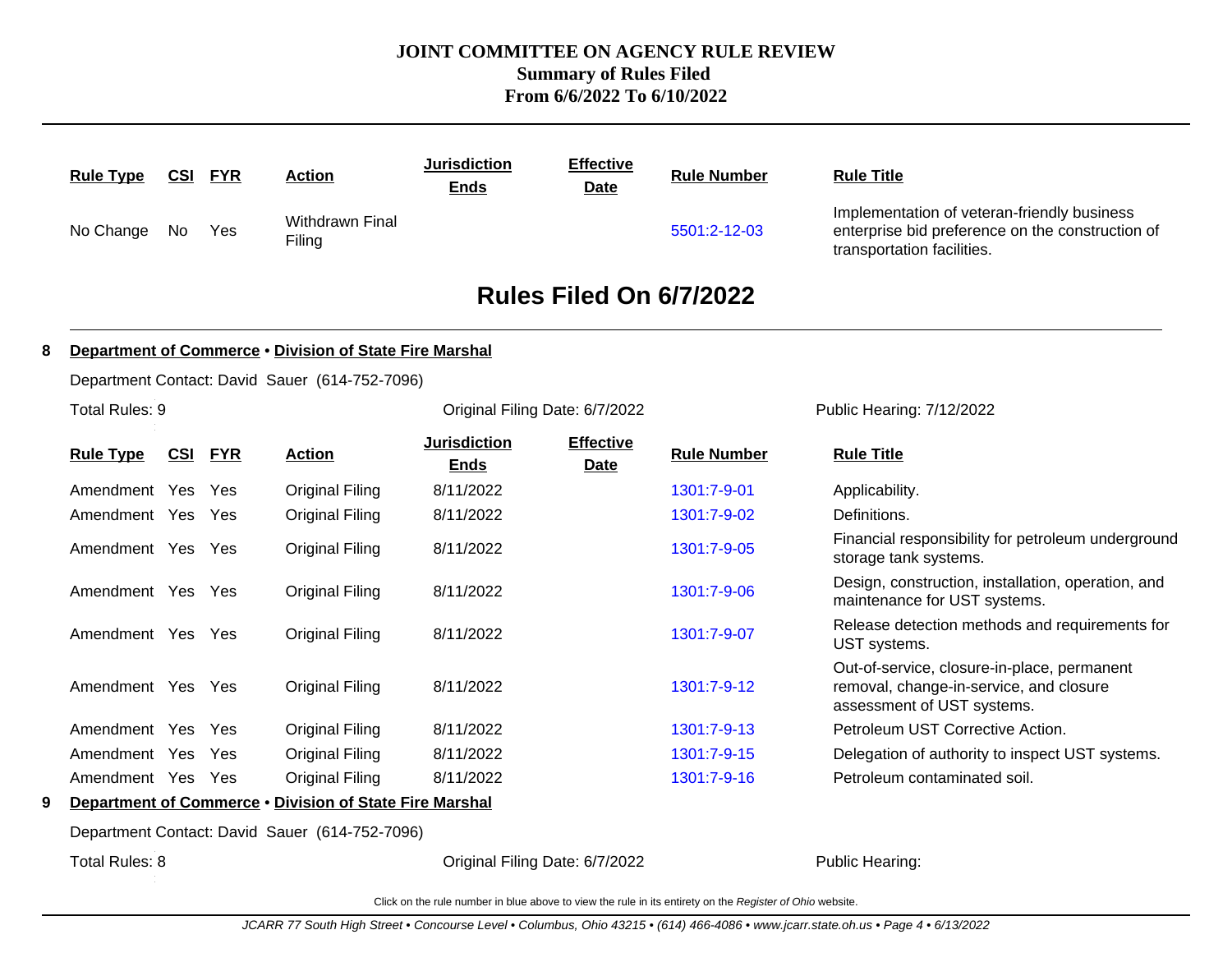| Rule Type | CSI | FYR | Action | Jurisdiction Ends | Effective Date | Rule Number | Rule Title |
|---|---|---|---|---|---|---|---|
| No Change | No | Yes | Withdrawn Final Filing | | | 5501:2-12-03 | Implementation of veteran-friendly business enterprise bid preference on the construction of transportation facilities. |

## Rules Filed On 6/7/2022

**8 Department of Commerce • Division of State Fire Marshal**

Department Contact: David Sauer (614-752-7096)

Total Rules: 9 | Original Filing Date: 6/7/2022 | Public Hearing: 7/12/2022

| Rule Type | CSI | FYR | Action | Jurisdiction Ends | Effective Date | Rule Number | Rule Title |
|---|---|---|---|---|---|---|---|
| Amendment | Yes | Yes | Original Filing | 8/11/2022 | | 1301:7-9-01 | Applicability. |
| Amendment | Yes | Yes | Original Filing | 8/11/2022 | | 1301:7-9-02 | Definitions. |
| Amendment | Yes | Yes | Original Filing | 8/11/2022 | | 1301:7-9-05 | Financial responsibility for petroleum underground storage tank systems. |
| Amendment | Yes | Yes | Original Filing | 8/11/2022 | | 1301:7-9-06 | Design, construction, installation, operation, and maintenance for UST systems. |
| Amendment | Yes | Yes | Original Filing | 8/11/2022 | | 1301:7-9-07 | Release detection methods and requirements for UST systems. |
| Amendment | Yes | Yes | Original Filing | 8/11/2022 | | 1301:7-9-12 | Out-of-service, closure-in-place, permanent removal, change-in-service, and closure assessment of UST systems. |
| Amendment | Yes | Yes | Original Filing | 8/11/2022 | | 1301:7-9-13 | Petroleum UST Corrective Action. |
| Amendment | Yes | Yes | Original Filing | 8/11/2022 | | 1301:7-9-15 | Delegation of authority to inspect UST systems. |
| Amendment | Yes | Yes | Original Filing | 8/11/2022 | | 1301:7-9-16 | Petroleum contaminated soil. |

**9 Department of Commerce • Division of State Fire Marshal**

Department Contact: David Sauer (614-752-7096)

Total Rules: 8 | Original Filing Date: 6/7/2022 | Public Hearing:

Click on the rule number in blue above to view the rule in its entirety on the *Register of Ohio* website.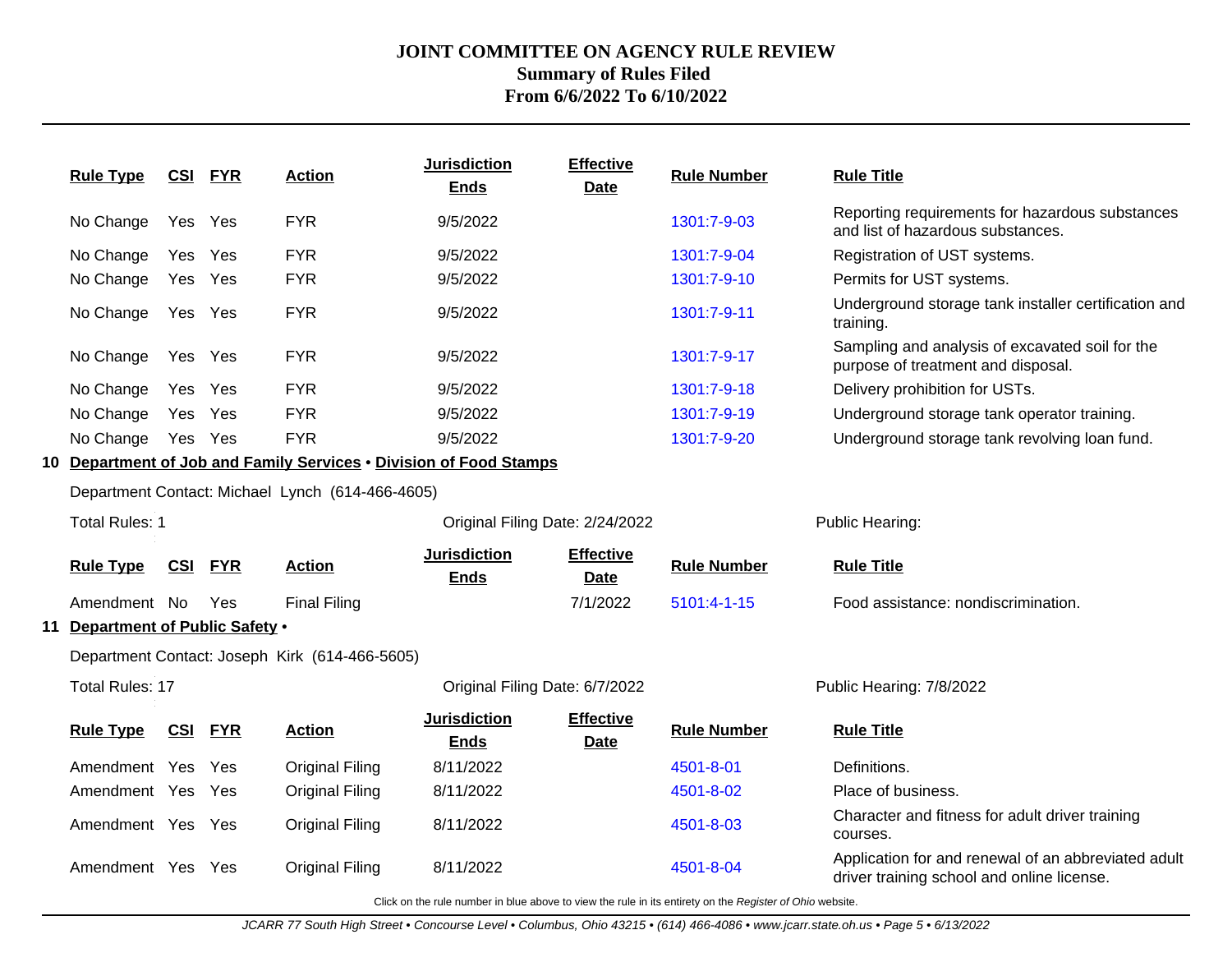# JOINT COMMITTEE ON AGENCY RULE REVIEW
## Summary of Rules Filed
## From 6/6/2022 To 6/10/2022

| Rule Type | CSI | FYR | Action | Jurisdiction Ends | Effective Date | Rule Number | Rule Title |
|---|---|---|---|---|---|---|---|
| No Change | Yes | Yes | FYR | 9/5/2022 | | 1301:7-9-03 | Reporting requirements for hazardous substances and list of hazardous substances. |
| No Change | Yes | Yes | FYR | 9/5/2022 | | 1301:7-9-04 | Registration of UST systems. |
| No Change | Yes | Yes | FYR | 9/5/2022 | | 1301:7-9-10 | Permits for UST systems. |
| No Change | Yes | Yes | FYR | 9/5/2022 | | 1301:7-9-11 | Underground storage tank installer certification and training. |
| No Change | Yes | Yes | FYR | 9/5/2022 | | 1301:7-9-17 | Sampling and analysis of excavated soil for the purpose of treatment and disposal. |
| No Change | Yes | Yes | FYR | 9/5/2022 | | 1301:7-9-18 | Delivery prohibition for USTs. |
| No Change | Yes | Yes | FYR | 9/5/2022 | | 1301:7-9-19 | Underground storage tank operator training. |
| No Change | Yes | Yes | FYR | 9/5/2022 | | 1301:7-9-20 | Underground storage tank revolving loan fund. |

### 10 Department of Job and Family Services • Division of Food Stamps

Department Contact: Michael Lynch (614-466-4605)

Total Rules: 1 | Original Filing Date: 2/24/2022 | Public Hearing:

| Rule Type | CSI | FYR | Action | Jurisdiction Ends | Effective Date | Rule Number | Rule Title |
|---|---|---|---|---|---|---|---|
| Amendment | No | Yes | Final Filing | | 7/1/2022 | 5101:4-1-15 | Food assistance: nondiscrimination. |

### 11 Department of Public Safety •

Department Contact: Joseph Kirk (614-466-5605)

Total Rules: 17 | Original Filing Date: 6/7/2022 | Public Hearing: 7/8/2022

| Rule Type | CSI | FYR | Action | Jurisdiction Ends | Effective Date | Rule Number | Rule Title |
|---|---|---|---|---|---|---|---|
| Amendment | Yes | Yes | Original Filing | 8/11/2022 | | 4501-8-01 | Definitions. |
| Amendment | Yes | Yes | Original Filing | 8/11/2022 | | 4501-8-02 | Place of business. |
| Amendment | Yes | Yes | Original Filing | 8/11/2022 | | 4501-8-03 | Character and fitness for adult driver training courses. |
| Amendment | Yes | Yes | Original Filing | 8/11/2022 | | 4501-8-04 | Application for and renewal of an abbreviated adult driver training school and online license. |

Click on the rule number in blue above to view the rule in its entirety on the *Register of Ohio* website.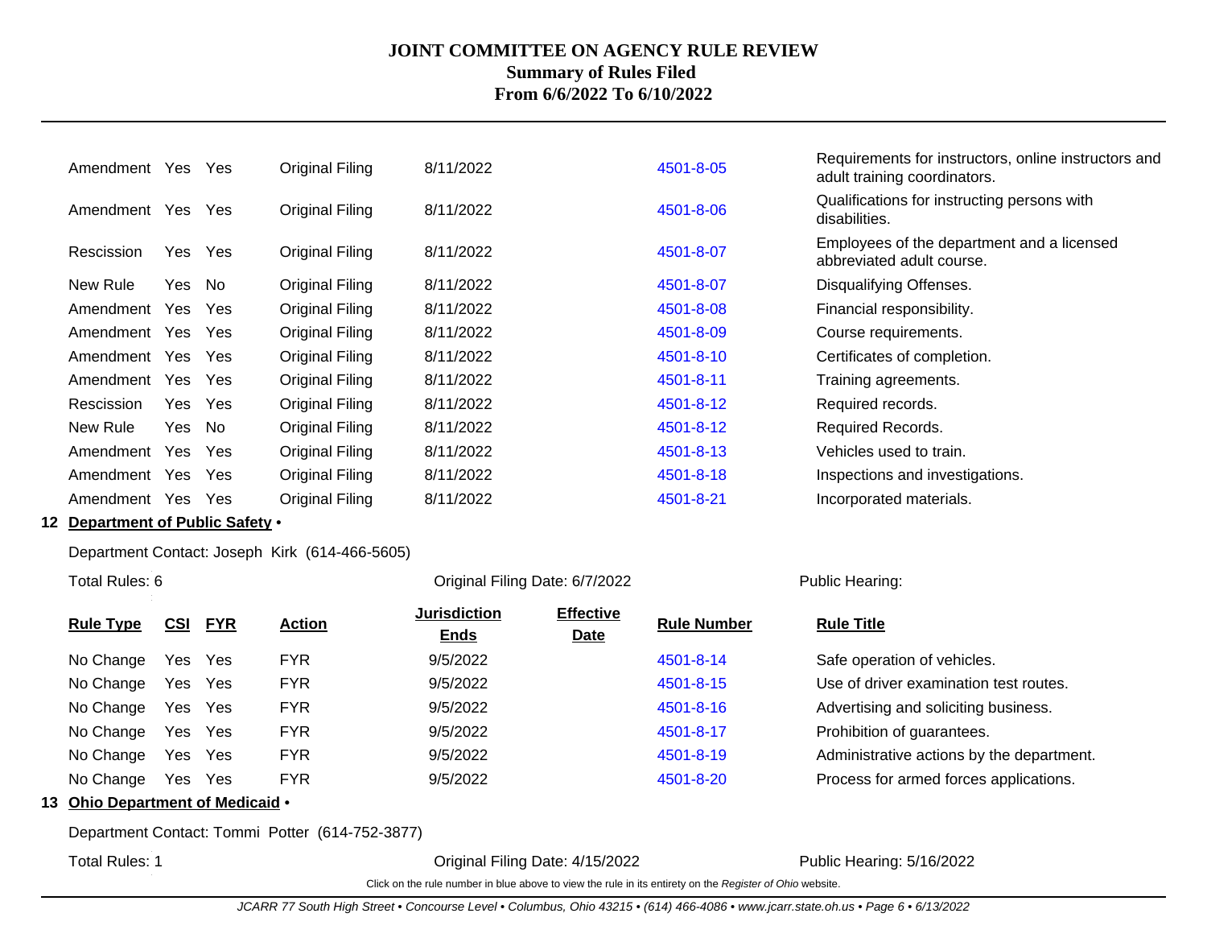# JOINT COMMITTEE ON AGENCY RULE REVIEW
## Summary of Rules Filed
## From 6/6/2022 To 6/10/2022

| Rule Type | CSI | FYR | Action | Jurisdiction Ends | Effective Date | Rule Number | Rule Title |
|---|---|---|---|---|---|---|---|
| Amendment | Yes | Yes | Original Filing | 8/11/2022 | | 4501-8-05 | Requirements for instructors, online instructors and adult training coordinators. |
| Amendment | Yes | Yes | Original Filing | 8/11/2022 | | 4501-8-06 | Qualifications for instructing persons with disabilities. |
| Rescission | Yes | Yes | Original Filing | 8/11/2022 | | 4501-8-07 | Employees of the department and a licensed abbreviated adult course. |
| New Rule | Yes | No | Original Filing | 8/11/2022 | | 4501-8-07 | Disqualifying Offenses. |
| Amendment | Yes | Yes | Original Filing | 8/11/2022 | | 4501-8-08 | Financial responsibility. |
| Amendment | Yes | Yes | Original Filing | 8/11/2022 | | 4501-8-09 | Course requirements. |
| Amendment | Yes | Yes | Original Filing | 8/11/2022 | | 4501-8-10 | Certificates of completion. |
| Amendment | Yes | Yes | Original Filing | 8/11/2022 | | 4501-8-11 | Training agreements. |
| Rescission | Yes | Yes | Original Filing | 8/11/2022 | | 4501-8-12 | Required records. |
| New Rule | Yes | No | Original Filing | 8/11/2022 | | 4501-8-12 | Required Records. |
| Amendment | Yes | Yes | Original Filing | 8/11/2022 | | 4501-8-13 | Vehicles used to train. |
| Amendment | Yes | Yes | Original Filing | 8/11/2022 | | 4501-8-18 | Inspections and investigations. |
| Amendment | Yes | Yes | Original Filing | 8/11/2022 | | 4501-8-21 | Incorporated materials. |

**12 Department of Public Safety •**

Department Contact: Joseph Kirk (614-466-5605)

Total Rules: 6 — Original Filing Date: 6/7/2022 — Public Hearing:

| Rule Type | CSI | FYR | Action | Jurisdiction Ends | Effective Date | Rule Number | Rule Title |
|---|---|---|---|---|---|---|---|
| No Change | Yes | Yes | FYR | 9/5/2022 | | 4501-8-14 | Safe operation of vehicles. |
| No Change | Yes | Yes | FYR | 9/5/2022 | | 4501-8-15 | Use of driver examination test routes. |
| No Change | Yes | Yes | FYR | 9/5/2022 | | 4501-8-16 | Advertising and soliciting business. |
| No Change | Yes | Yes | FYR | 9/5/2022 | | 4501-8-17 | Prohibition of guarantees. |
| No Change | Yes | Yes | FYR | 9/5/2022 | | 4501-8-19 | Administrative actions by the department. |
| No Change | Yes | Yes | FYR | 9/5/2022 | | 4501-8-20 | Process for armed forces applications. |

**13 Ohio Department of Medicaid •**

Department Contact: Tommi Potter (614-752-3877)

Total Rules: 1 — Original Filing Date: 4/15/2022 — Public Hearing: 5/16/2022

Click on the rule number in blue above to view the rule in its entirety on the *Register of Ohio* website.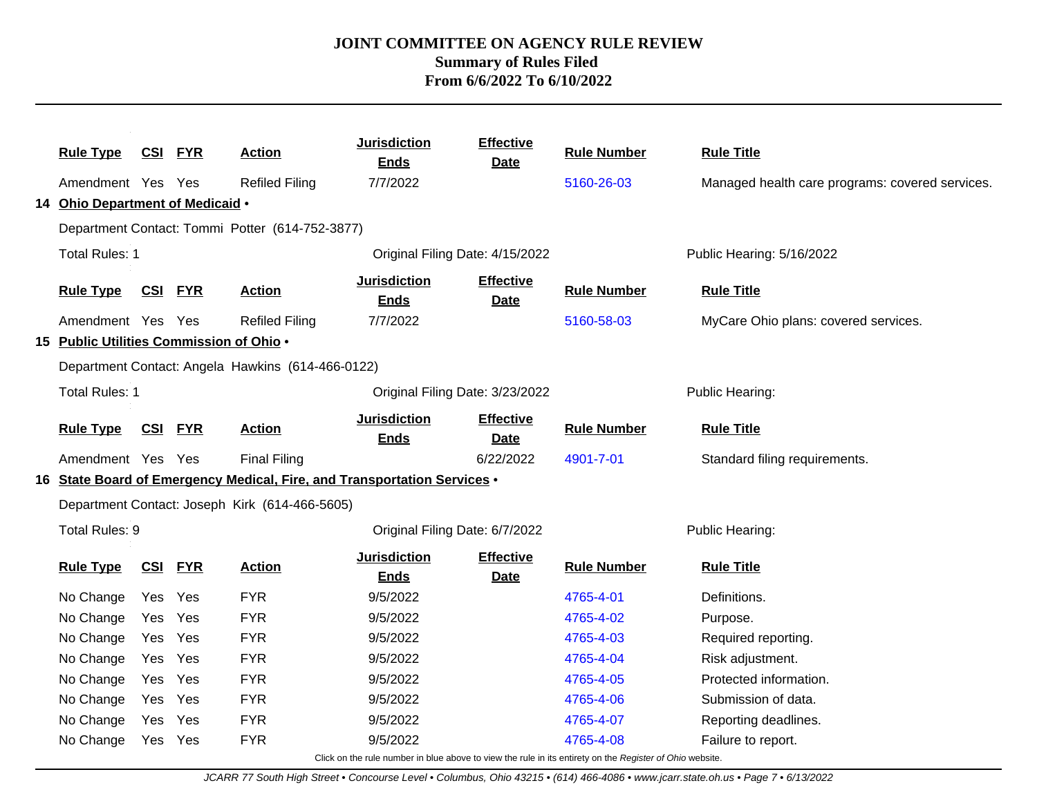| Rule Type | CSI | FYR | Action | Jurisdiction Ends | Effective Date | Rule Number | Rule Title |
|---|---|---|---|---|---|---|---|
| Amendment | Yes | Yes | Refiled Filing | 7/7/2022 | | 5160-26-03 | Managed health care programs: covered services. |

**14 Ohio Department of Medicaid •**

Department Contact: Tommi Potter (614-752-3877)

Total Rules: 1 — Original Filing Date: 4/15/2022 — Public Hearing: 5/16/2022

| Rule Type | CSI | FYR | Action | Jurisdiction Ends | Effective Date | Rule Number | Rule Title |
|---|---|---|---|---|---|---|---|
| Amendment | Yes | Yes | Refiled Filing | 7/7/2022 | | 5160-58-03 | MyCare Ohio plans: covered services. |

**15 Public Utilities Commission of Ohio •**

Department Contact: Angela Hawkins (614-466-0122)

Total Rules: 1 — Original Filing Date: 3/23/2022 — Public Hearing:

| Rule Type | CSI | FYR | Action | Jurisdiction Ends | Effective Date | Rule Number | Rule Title |
|---|---|---|---|---|---|---|---|
| Amendment | Yes | Yes | Final Filing | | 6/22/2022 | 4901-7-01 | Standard filing requirements. |

**16 State Board of Emergency Medical, Fire, and Transportation Services •**

Department Contact: Joseph Kirk (614-466-5605)

Total Rules: 9 — Original Filing Date: 6/7/2022 — Public Hearing:

| Rule Type | CSI | FYR | Action | Jurisdiction Ends | Effective Date | Rule Number | Rule Title |
|---|---|---|---|---|---|---|---|
| No Change | Yes | Yes | FYR | 9/5/2022 | | 4765-4-01 | Definitions. |
| No Change | Yes | Yes | FYR | 9/5/2022 | | 4765-4-02 | Purpose. |
| No Change | Yes | Yes | FYR | 9/5/2022 | | 4765-4-03 | Required reporting. |
| No Change | Yes | Yes | FYR | 9/5/2022 | | 4765-4-04 | Risk adjustment. |
| No Change | Yes | Yes | FYR | 9/5/2022 | | 4765-4-05 | Protected information. |
| No Change | Yes | Yes | FYR | 9/5/2022 | | 4765-4-06 | Submission of data. |
| No Change | Yes | Yes | FYR | 9/5/2022 | | 4765-4-07 | Reporting deadlines. |
| No Change | Yes | Yes | FYR | 9/5/2022 | | 4765-4-08 | Failure to report. |

Click on the rule number in blue above to view the rule in its entirety on the *Register of Ohio* website.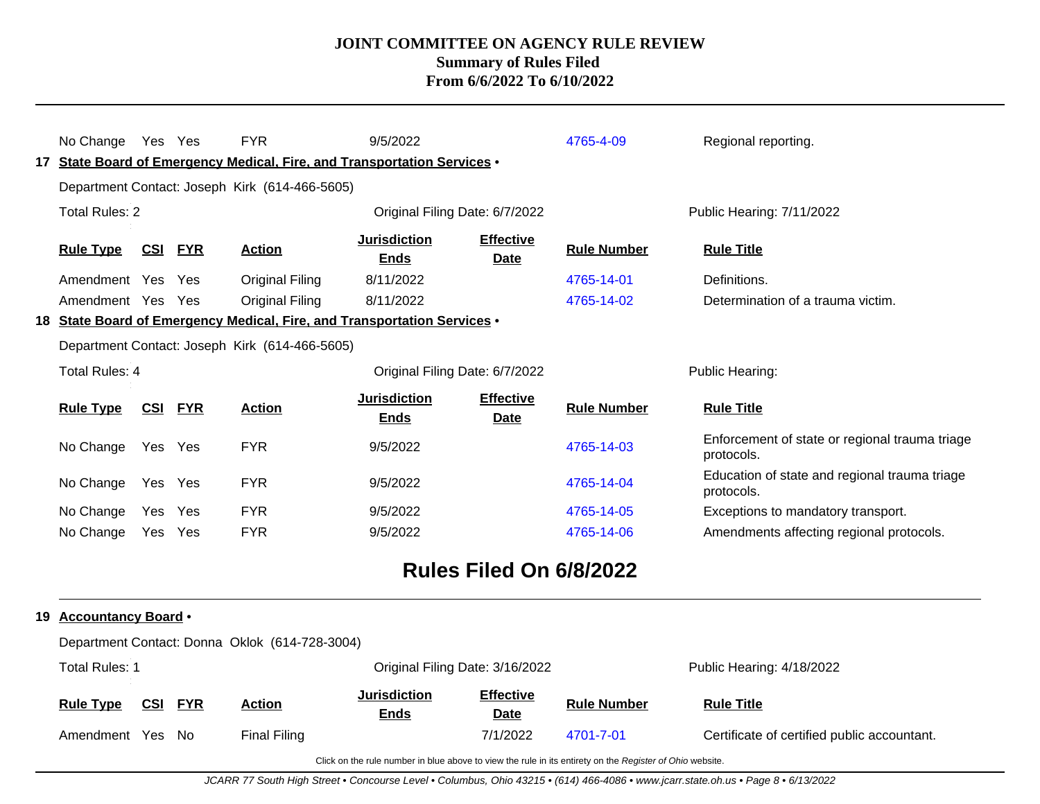| Rule Type | CSI | FYR | Action | Jurisdiction Ends | Effective Date | Rule Number | Rule Title |
|---|---|---|---|---|---|---|---|
| No Change | Yes | Yes | FYR | 9/5/2022 | | 4765-4-09 | Regional reporting. |

**17 State Board of Emergency Medical, Fire, and Transportation Services •**

Department Contact: Joseph Kirk (614-466-5605)

Total Rules: 2 | Original Filing Date: 6/7/2022 | Public Hearing: 7/11/2022

| Rule Type | CSI | FYR | Action | Jurisdiction Ends | Effective Date | Rule Number | Rule Title |
|---|---|---|---|---|---|---|---|
| Amendment | Yes | Yes | Original Filing | 8/11/2022 | | 4765-14-01 | Definitions. |
| Amendment | Yes | Yes | Original Filing | 8/11/2022 | | 4765-14-02 | Determination of a trauma victim. |

**18 State Board of Emergency Medical, Fire, and Transportation Services •**

Department Contact: Joseph Kirk (614-466-5605)

Total Rules: 4 | Original Filing Date: 6/7/2022 | Public Hearing:

| Rule Type | CSI | FYR | Action | Jurisdiction Ends | Effective Date | Rule Number | Rule Title |
|---|---|---|---|---|---|---|---|
| No Change | Yes | Yes | FYR | 9/5/2022 | | 4765-14-03 | Enforcement of state or regional trauma triage protocols. |
| No Change | Yes | Yes | FYR | 9/5/2022 | | 4765-14-04 | Education of state and regional trauma triage protocols. |
| No Change | Yes | Yes | FYR | 9/5/2022 | | 4765-14-05 | Exceptions to mandatory transport. |
| No Change | Yes | Yes | FYR | 9/5/2022 | | 4765-14-06 | Amendments affecting regional protocols. |

## Rules Filed On 6/8/2022

**19 Accountancy Board •**

Department Contact: Donna Oklok (614-728-3004)

Total Rules: 1 | Original Filing Date: 3/16/2022 | Public Hearing: 4/18/2022

| Rule Type | CSI | FYR | Action | Jurisdiction Ends | Effective Date | Rule Number | Rule Title |
|---|---|---|---|---|---|---|---|
| Amendment | Yes | No | Final Filing | | 7/1/2022 | 4701-7-01 | Certificate of certified public accountant. |

Click on the rule number in blue above to view the rule in its entirety on the *Register of Ohio* website.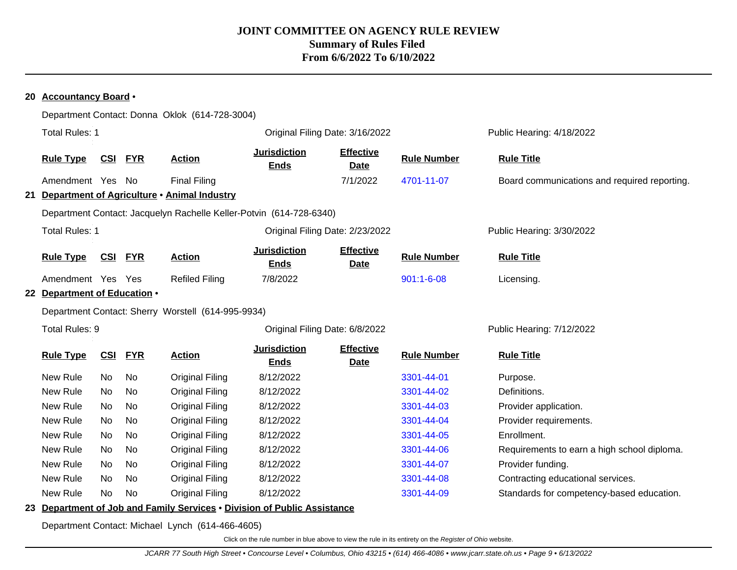# JOINT COMMITTEE ON AGENCY RULE REVIEW
## Summary of Rules Filed
## From 6/6/2022 To 6/10/2022

### 20 Accountancy Board •

Department Contact: Donna Oklok (614-728-3004)

Total Rules: 1 | Original Filing Date: 3/16/2022 | Public Hearing: 4/18/2022

| Rule Type | CSI | FYR | Action | Jurisdiction Ends | Effective Date | Rule Number | Rule Title |
|---|---|---|---|---|---|---|---|
| Amendment | Yes | No | Final Filing | | 7/1/2022 | 4701-11-07 | Board communications and required reporting. |

### 21 Department of Agriculture • Animal Industry

Department Contact: Jacquelyn Rachelle Keller-Potvin (614-728-6340)

Total Rules: 1 | Original Filing Date: 2/23/2022 | Public Hearing: 3/30/2022

| Rule Type | CSI | FYR | Action | Jurisdiction Ends | Effective Date | Rule Number | Rule Title |
|---|---|---|---|---|---|---|---|
| Amendment | Yes | Yes | Refiled Filing | 7/8/2022 | | 901:1-6-08 | Licensing. |

### 22 Department of Education •

Department Contact: Sherry Worstell (614-995-9934)

Total Rules: 9 | Original Filing Date: 6/8/2022 | Public Hearing: 7/12/2022

| Rule Type | CSI | FYR | Action | Jurisdiction Ends | Effective Date | Rule Number | Rule Title |
|---|---|---|---|---|---|---|---|
| New Rule | No | No | Original Filing | 8/12/2022 | | 3301-44-01 | Purpose. |
| New Rule | No | No | Original Filing | 8/12/2022 | | 3301-44-02 | Definitions. |
| New Rule | No | No | Original Filing | 8/12/2022 | | 3301-44-03 | Provider application. |
| New Rule | No | No | Original Filing | 8/12/2022 | | 3301-44-04 | Provider requirements. |
| New Rule | No | No | Original Filing | 8/12/2022 | | 3301-44-05 | Enrollment. |
| New Rule | No | No | Original Filing | 8/12/2022 | | 3301-44-06 | Requirements to earn a high school diploma. |
| New Rule | No | No | Original Filing | 8/12/2022 | | 3301-44-07 | Provider funding. |
| New Rule | No | No | Original Filing | 8/12/2022 | | 3301-44-08 | Contracting educational services. |
| New Rule | No | No | Original Filing | 8/12/2022 | | 3301-44-09 | Standards for competency-based education. |

### 23 Department of Job and Family Services • Division of Public Assistance

Department Contact: Michael Lynch (614-466-4605)

Click on the rule number in blue above to view the rule in its entirety on the *Register of Ohio* website.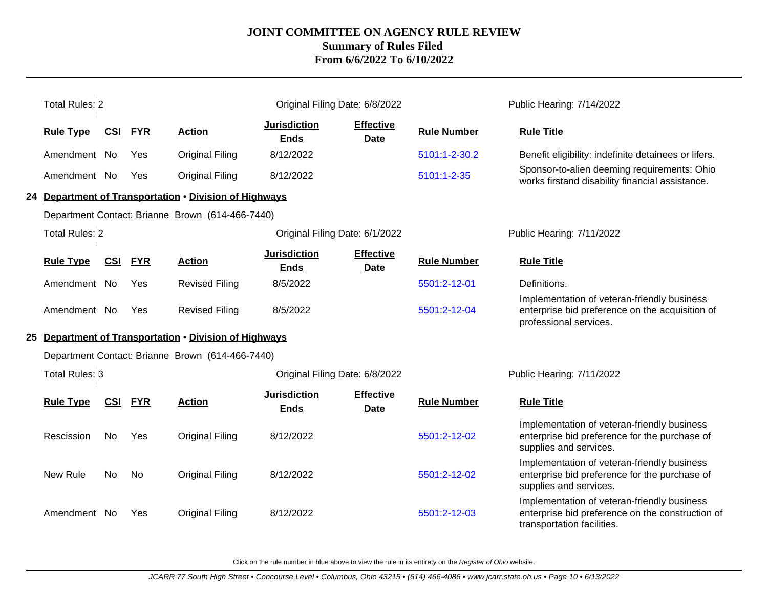# JOINT COMMITTEE ON AGENCY RULE REVIEW
## Summary of Rules Filed
## From 6/6/2022 To 6/10/2022

Total Rules: 2 | Original Filing Date: 6/8/2022 | Public Hearing: 7/14/2022

| Rule Type | CSI | FYR | Action | Jurisdiction Ends | Effective Date | Rule Number | Rule Title |
|---|---|---|---|---|---|---|---|
| Amendment | No | Yes | Original Filing | 8/12/2022 | | 5101:1-2-30.2 | Benefit eligibility: indefinite detainees or lifers. |
| Amendment | No | Yes | Original Filing | 8/12/2022 | | 5101:1-2-35 | Sponsor-to-alien deeming requirements: Ohio works firstand disability financial assistance. |

**24 Department of Transportation • Division of Highways**

Department Contact: Brianne Brown (614-466-7440)

Total Rules: 2 | Original Filing Date: 6/1/2022 | Public Hearing: 7/11/2022

| Rule Type | CSI | FYR | Action | Jurisdiction Ends | Effective Date | Rule Number | Rule Title |
|---|---|---|---|---|---|---|---|
| Amendment | No | Yes | Revised Filing | 8/5/2022 | | 5501:2-12-01 | Definitions. |
| Amendment | No | Yes | Revised Filing | 8/5/2022 | | 5501:2-12-04 | Implementation of veteran-friendly business enterprise bid preference on the acquisition of professional services. |

**25 Department of Transportation • Division of Highways**

Department Contact: Brianne Brown (614-466-7440)

Total Rules: 3 | Original Filing Date: 6/8/2022 | Public Hearing: 7/11/2022

| Rule Type | CSI | FYR | Action | Jurisdiction Ends | Effective Date | Rule Number | Rule Title |
|---|---|---|---|---|---|---|---|
| Rescission | No | Yes | Original Filing | 8/12/2022 | | 5501:2-12-02 | Implementation of veteran-friendly business enterprise bid preference for the purchase of supplies and services. |
| New Rule | No | No | Original Filing | 8/12/2022 | | 5501:2-12-02 | Implementation of veteran-friendly business enterprise bid preference for the purchase of supplies and services. |
| Amendment | No | Yes | Original Filing | 8/12/2022 | | 5501:2-12-03 | Implementation of veteran-friendly business enterprise bid preference on the construction of transportation facilities. |

Click on the rule number in blue above to view the rule in its entirety on the *Register of Ohio* website.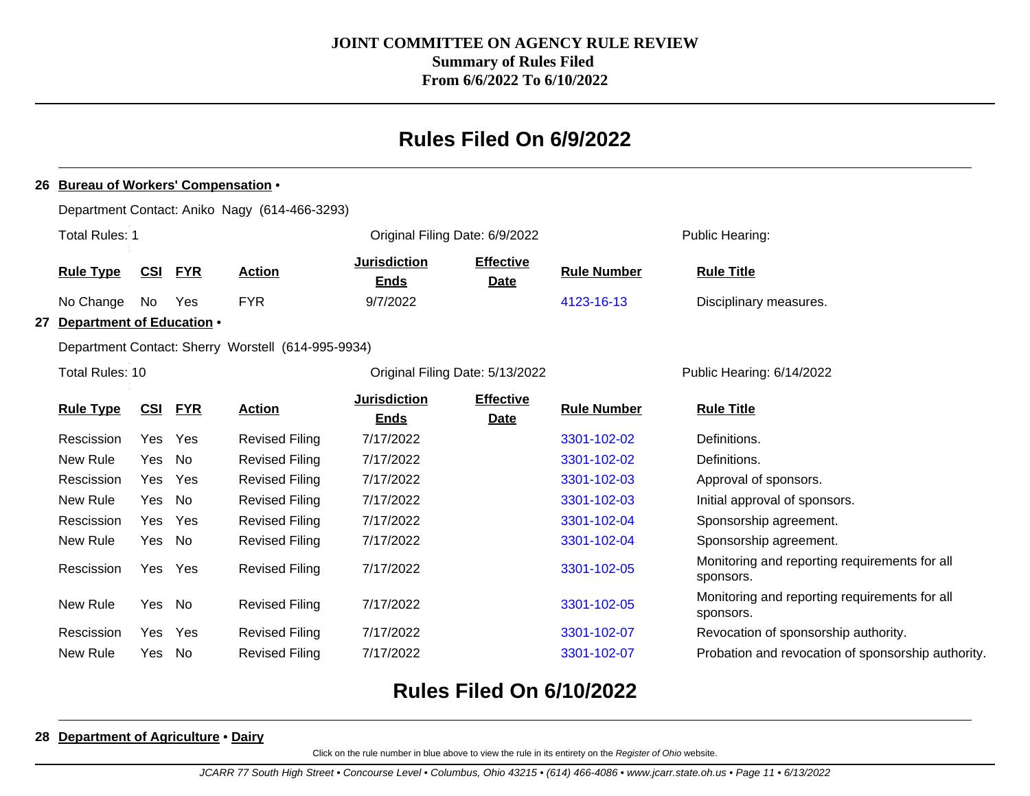**JOINT COMMITTEE ON AGENCY RULE REVIEW**
**Summary of Rules Filed**
**From 6/6/2022 To 6/10/2022**

## Rules Filed On 6/9/2022

**26 Bureau of Workers' Compensation •**

Department Contact: Aniko Nagy (614-466-3293)

Total Rules: 1 | Original Filing Date: 6/9/2022 | Public Hearing:

| Rule Type | CSI | FYR | Action | Jurisdiction Ends | Effective Date | Rule Number | Rule Title |
|---|---|---|---|---|---|---|---|
| No Change | No | Yes | FYR | 9/7/2022 | | 4123-16-13 | Disciplinary measures. |

**27 Department of Education •**

Department Contact: Sherry Worstell (614-995-9934)

Total Rules: 10 | Original Filing Date: 5/13/2022 | Public Hearing: 6/14/2022

| Rule Type | CSI | FYR | Action | Jurisdiction Ends | Effective Date | Rule Number | Rule Title |
|---|---|---|---|---|---|---|---|
| Rescission | Yes | Yes | Revised Filing | 7/17/2022 | | 3301-102-02 | Definitions. |
| New Rule | Yes | No | Revised Filing | 7/17/2022 | | 3301-102-02 | Definitions. |
| Rescission | Yes | Yes | Revised Filing | 7/17/2022 | | 3301-102-03 | Approval of sponsors. |
| New Rule | Yes | No | Revised Filing | 7/17/2022 | | 3301-102-03 | Initial approval of sponsors. |
| Rescission | Yes | Yes | Revised Filing | 7/17/2022 | | 3301-102-04 | Sponsorship agreement. |
| New Rule | Yes | No | Revised Filing | 7/17/2022 | | 3301-102-04 | Sponsorship agreement. |
| Rescission | Yes | Yes | Revised Filing | 7/17/2022 | | 3301-102-05 | Monitoring and reporting requirements for all sponsors. |
| New Rule | Yes | No | Revised Filing | 7/17/2022 | | 3301-102-05 | Monitoring and reporting requirements for all sponsors. |
| Rescission | Yes | Yes | Revised Filing | 7/17/2022 | | 3301-102-07 | Revocation of sponsorship authority. |
| New Rule | Yes | No | Revised Filing | 7/17/2022 | | 3301-102-07 | Probation and revocation of sponsorship authority. |

## Rules Filed On 6/10/2022

**28 Department of Agriculture • Dairy**

Click on the rule number in blue above to view the rule in its entirety on the *Register of Ohio* website.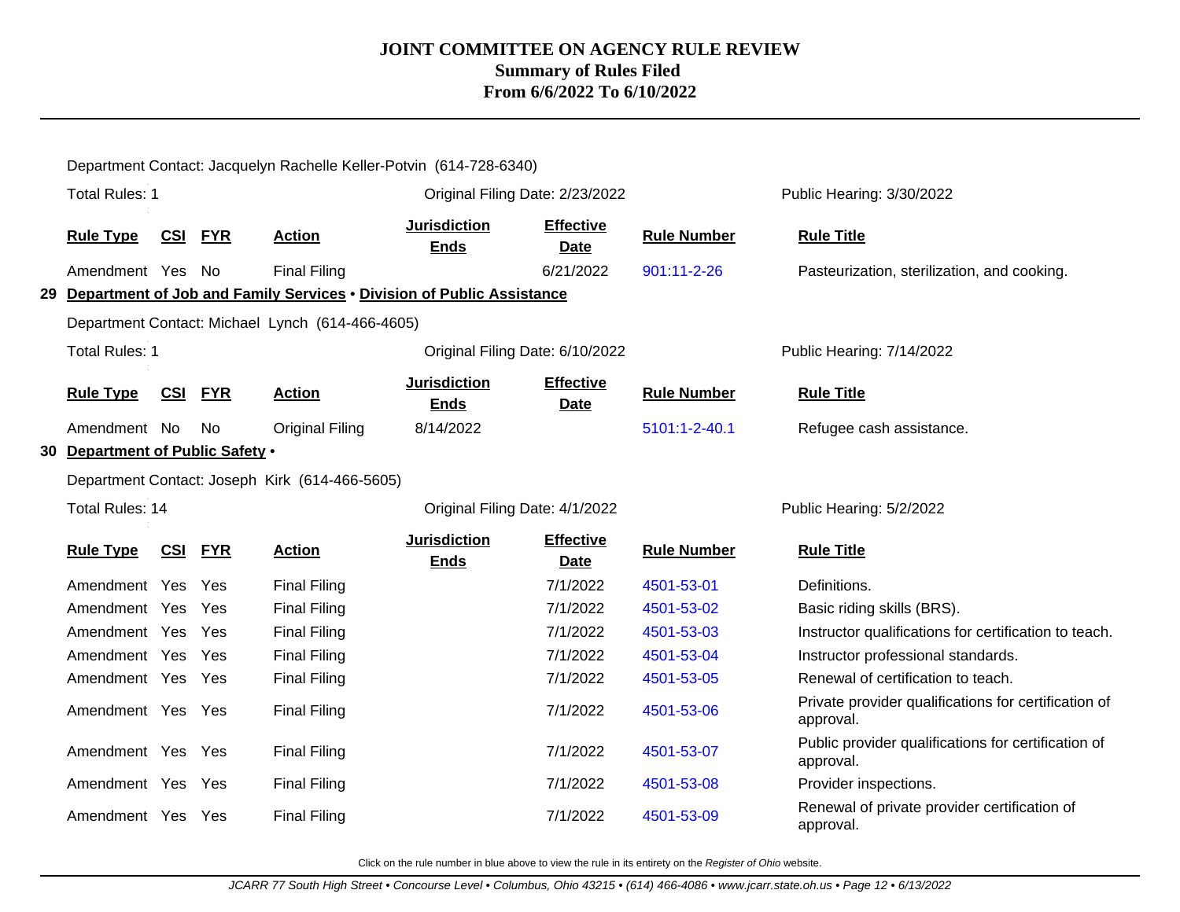# JOINT COMMITTEE ON AGENCY RULE REVIEW
## Summary of Rules Filed
## From 6/6/2022 To 6/10/2022

Department Contact: Jacquelyn Rachelle Keller-Potvin (614-728-6340)

Total Rules: 1 | Original Filing Date: 2/23/2022 | Public Hearing: 3/30/2022

| Rule Type | CSI | FYR | Action | Jurisdiction Ends | Effective Date | Rule Number | Rule Title |
|---|---|---|---|---|---|---|---|
| Amendment | Yes | No | Final Filing | | 6/21/2022 | 901:11-2-26 | Pasteurization, sterilization, and cooking. |

**29 Department of Job and Family Services • Division of Public Assistance**

Department Contact: Michael Lynch (614-466-4605)

Total Rules: 1 | Original Filing Date: 6/10/2022 | Public Hearing: 7/14/2022

| Rule Type | CSI | FYR | Action | Jurisdiction Ends | Effective Date | Rule Number | Rule Title |
|---|---|---|---|---|---|---|---|
| Amendment | No | No | Original Filing | 8/14/2022 | | 5101:1-2-40.1 | Refugee cash assistance. |

**30 Department of Public Safety •**

Department Contact: Joseph Kirk (614-466-5605)

Total Rules: 14 | Original Filing Date: 4/1/2022 | Public Hearing: 5/2/2022

| Rule Type | CSI | FYR | Action | Jurisdiction Ends | Effective Date | Rule Number | Rule Title |
|---|---|---|---|---|---|---|---|
| Amendment | Yes | Yes | Final Filing | | 7/1/2022 | 4501-53-01 | Definitions. |
| Amendment | Yes | Yes | Final Filing | | 7/1/2022 | 4501-53-02 | Basic riding skills (BRS). |
| Amendment | Yes | Yes | Final Filing | | 7/1/2022 | 4501-53-03 | Instructor qualifications for certification to teach. |
| Amendment | Yes | Yes | Final Filing | | 7/1/2022 | 4501-53-04 | Instructor professional standards. |
| Amendment | Yes | Yes | Final Filing | | 7/1/2022 | 4501-53-05 | Renewal of certification to teach. |
| Amendment | Yes | Yes | Final Filing | | 7/1/2022 | 4501-53-06 | Private provider qualifications for certification of approval. |
| Amendment | Yes | Yes | Final Filing | | 7/1/2022 | 4501-53-07 | Public provider qualifications for certification of approval. |
| Amendment | Yes | Yes | Final Filing | | 7/1/2022 | 4501-53-08 | Provider inspections. |
| Amendment | Yes | Yes | Final Filing | | 7/1/2022 | 4501-53-09 | Renewal of private provider certification of approval. |

Click on the rule number in blue above to view the rule in its entirety on the *Register of Ohio* website.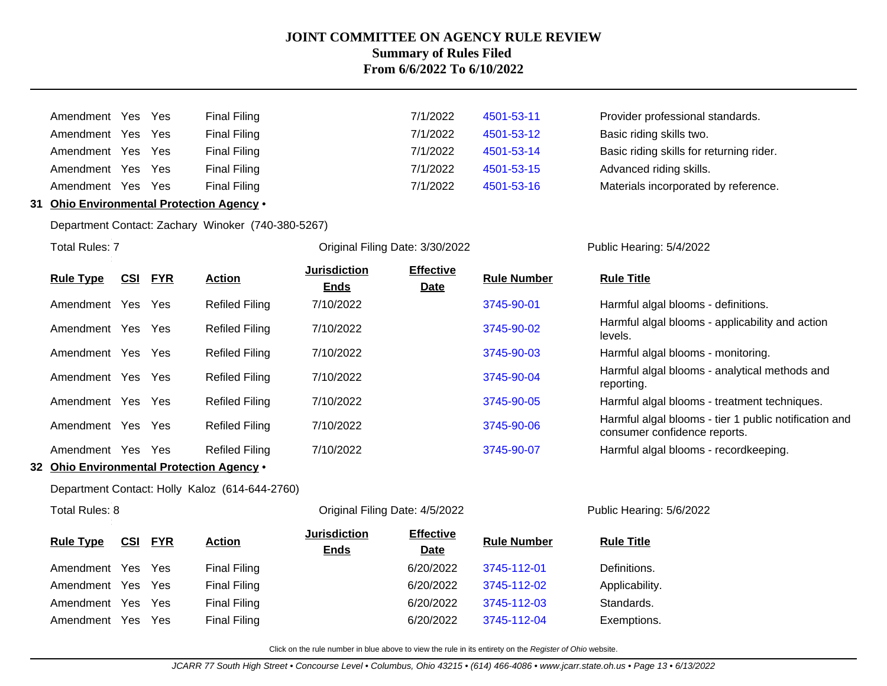| Rule Type | CSI | FYR | Action | Jurisdiction Ends | Effective Date | Rule Number | Rule Title |
|---|---|---|---|---|---|---|---|
| Amendment | Yes | Yes | Final Filing | | 7/1/2022 | 4501-53-11 | Provider professional standards. |
| Amendment | Yes | Yes | Final Filing | | 7/1/2022 | 4501-53-12 | Basic riding skills two. |
| Amendment | Yes | Yes | Final Filing | | 7/1/2022 | 4501-53-14 | Basic riding skills for returning rider. |
| Amendment | Yes | Yes | Final Filing | | 7/1/2022 | 4501-53-15 | Advanced riding skills. |
| Amendment | Yes | Yes | Final Filing | | 7/1/2022 | 4501-53-16 | Materials incorporated by reference. |

**31 Ohio Environmental Protection Agency •**

Department Contact: Zachary Winoker (740-380-5267)

Total Rules: 7 | Original Filing Date: 3/30/2022 | Public Hearing: 5/4/2022

| Rule Type | CSI | FYR | Action | Jurisdiction Ends | Effective Date | Rule Number | Rule Title |
|---|---|---|---|---|---|---|---|
| Amendment | Yes | Yes | Refiled Filing | 7/10/2022 | | 3745-90-01 | Harmful algal blooms - definitions. |
| Amendment | Yes | Yes | Refiled Filing | 7/10/2022 | | 3745-90-02 | Harmful algal blooms - applicability and action levels. |
| Amendment | Yes | Yes | Refiled Filing | 7/10/2022 | | 3745-90-03 | Harmful algal blooms - monitoring. |
| Amendment | Yes | Yes | Refiled Filing | 7/10/2022 | | 3745-90-04 | Harmful algal blooms - analytical methods and reporting. |
| Amendment | Yes | Yes | Refiled Filing | 7/10/2022 | | 3745-90-05 | Harmful algal blooms - treatment techniques. |
| Amendment | Yes | Yes | Refiled Filing | 7/10/2022 | | 3745-90-06 | Harmful algal blooms - tier 1 public notification and consumer confidence reports. |
| Amendment | Yes | Yes | Refiled Filing | 7/10/2022 | | 3745-90-07 | Harmful algal blooms - recordkeeping. |

**32 Ohio Environmental Protection Agency •**

Department Contact: Holly Kaloz (614-644-2760)

Total Rules: 8 | Original Filing Date: 4/5/2022 | Public Hearing: 5/6/2022

| Rule Type | CSI | FYR | Action | Jurisdiction Ends | Effective Date | Rule Number | Rule Title |
|---|---|---|---|---|---|---|---|
| Amendment | Yes | Yes | Final Filing | | 6/20/2022 | 3745-112-01 | Definitions. |
| Amendment | Yes | Yes | Final Filing | | 6/20/2022 | 3745-112-02 | Applicability. |
| Amendment | Yes | Yes | Final Filing | | 6/20/2022 | 3745-112-03 | Standards. |
| Amendment | Yes | Yes | Final Filing | | 6/20/2022 | 3745-112-04 | Exemptions. |

Click on the rule number in blue above to view the rule in its entirety on the *Register of Ohio* website.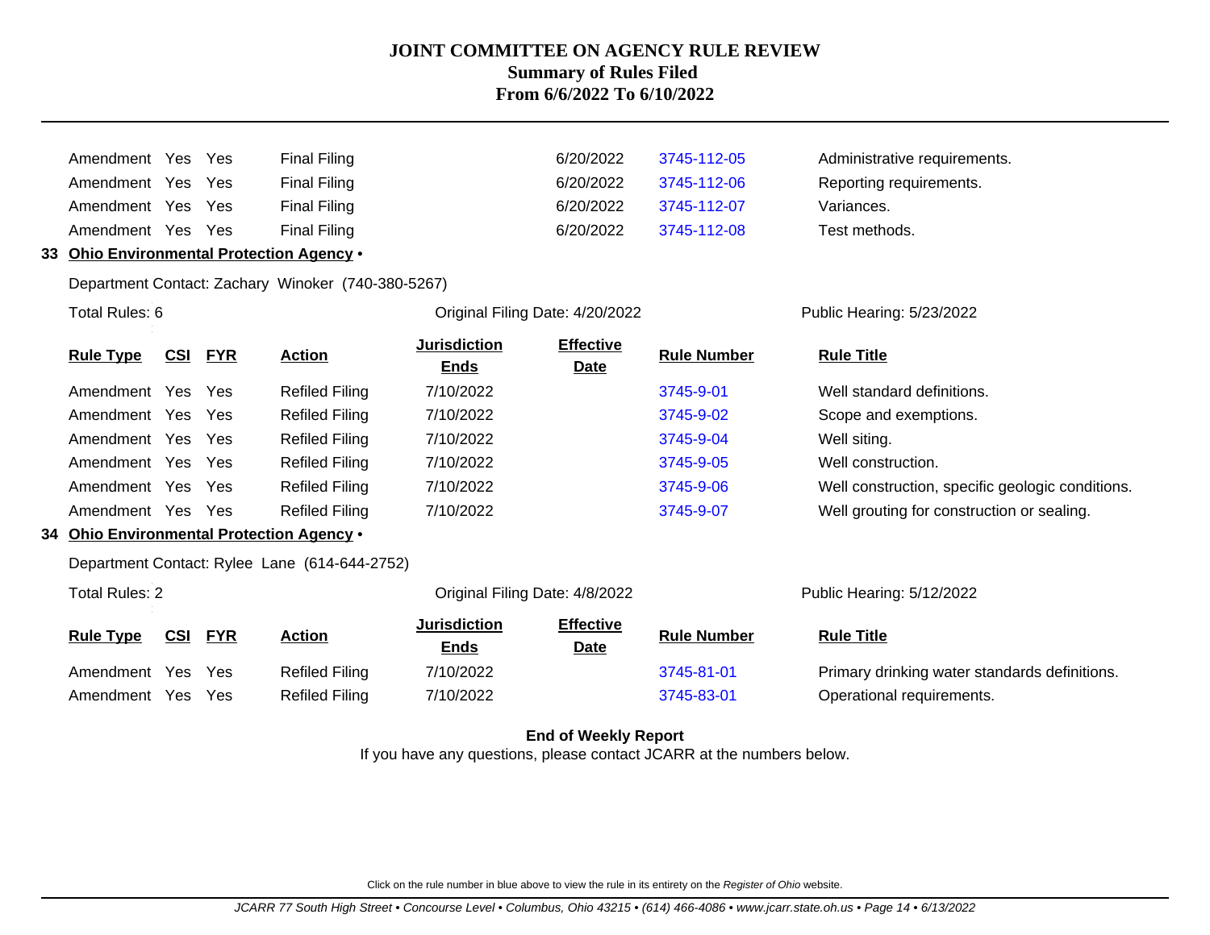# JOINT COMMITTEE ON AGENCY RULE REVIEW
## Summary of Rules Filed
## From 6/6/2022 To 6/10/2022

| | | | | | | | |
|---|---|---|---|---|---|---|---|
| Amendment | Yes | Yes | Final Filing | | 6/20/2022 | 3745-112-05 | Administrative requirements. |
| Amendment | Yes | Yes | Final Filing | | 6/20/2022 | 3745-112-06 | Reporting requirements. |
| Amendment | Yes | Yes | Final Filing | | 6/20/2022 | 3745-112-07 | Variances. |
| Amendment | Yes | Yes | Final Filing | | 6/20/2022 | 3745-112-08 | Test methods. |

**33 Ohio Environmental Protection Agency** •

Department Contact: Zachary Winoker (740-380-5267)

Total Rules: 6 — Original Filing Date: 4/20/2022 — Public Hearing: 5/23/2022

| Rule Type | CSI | FYR | Action | Jurisdiction Ends | Effective Date | Rule Number | Rule Title |
|---|---|---|---|---|---|---|---|
| Amendment | Yes | Yes | Refiled Filing | 7/10/2022 | | 3745-9-01 | Well standard definitions. |
| Amendment | Yes | Yes | Refiled Filing | 7/10/2022 | | 3745-9-02 | Scope and exemptions. |
| Amendment | Yes | Yes | Refiled Filing | 7/10/2022 | | 3745-9-04 | Well siting. |
| Amendment | Yes | Yes | Refiled Filing | 7/10/2022 | | 3745-9-05 | Well construction. |
| Amendment | Yes | Yes | Refiled Filing | 7/10/2022 | | 3745-9-06 | Well construction, specific geologic conditions. |
| Amendment | Yes | Yes | Refiled Filing | 7/10/2022 | | 3745-9-07 | Well grouting for construction or sealing. |

**34 Ohio Environmental Protection Agency** •

Department Contact: Rylee Lane (614-644-2752)

Total Rules: 2 — Original Filing Date: 4/8/2022 — Public Hearing: 5/12/2022

| Rule Type | CSI | FYR | Action | Jurisdiction Ends | Effective Date | Rule Number | Rule Title |
|---|---|---|---|---|---|---|---|
| Amendment | Yes | Yes | Refiled Filing | 7/10/2022 | | 3745-81-01 | Primary drinking water standards definitions. |
| Amendment | Yes | Yes | Refiled Filing | 7/10/2022 | | 3745-83-01 | Operational requirements. |

**End of Weekly Report**

If you have any questions, please contact JCARR at the numbers below.

Click on the rule number in blue above to view the rule in its entirety on the *Register of Ohio* website.

*JCARR 77 South High Street • Concourse Level • Columbus, Ohio 43215 • (614) 466-4086 • www.jcarr.state.oh.us • Page 14 • 6/13/2022*